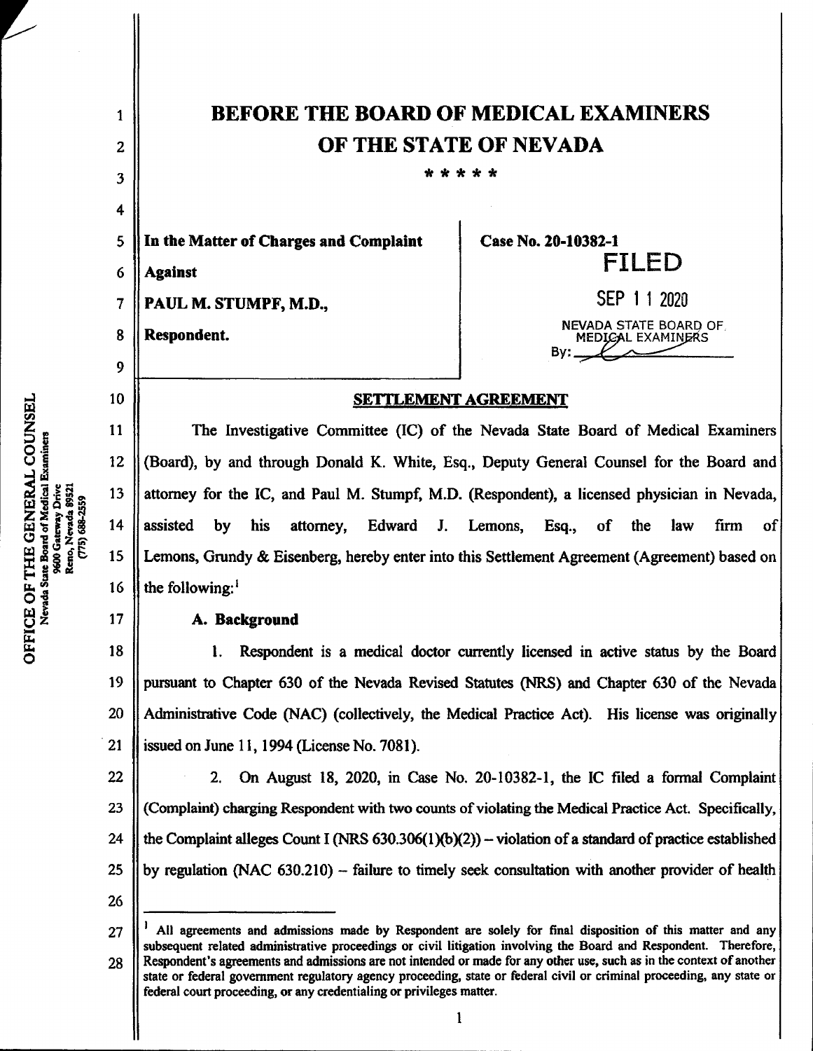# BEFORE THE BOARD OF MEDICAL EXAMINERS OF THE STATE OF NEVADA

\* \* \* \* \*

| | |
|---|---|
| **In the Matter of Charges and Complaint Against PAUL M. STUMPF, M.D., Respondent.** | **Case No. 20-10382-1** |
| | FILED SEP 1 1 2020 NEVADA STATE BOARD OF MEDICAL EXAMINERS By: ______ |

## SETTLEMENT AGREEMENT

The Investigative Committee (IC) of the Nevada State Board of Medical Examiners (Board), by and through Donald K. White, Esq., Deputy General Counsel for the Board and attorney for the IC, and Paul M. Stumpf, M.D. (Respondent), a licensed physician in Nevada, assisted by his attorney, Edward J. Lemons, Esq., of the law firm of Lemons, Grundy & Eisenberg, hereby enter into this Settlement Agreement (Agreement) based on the following:[1]

### A. Background

1. Respondent is a medical doctor currently licensed in active status by the Board pursuant to Chapter 630 of the Nevada Revised Statutes (NRS) and Chapter 630 of the Nevada Administrative Code (NAC) (collectively, the Medical Practice Act). His license was originally issued on June 11, 1994 (License No. 7081).

2. On August 18, 2020, in Case No. 20-10382-1, the IC filed a formal Complaint (Complaint) charging Respondent with two counts of violating the Medical Practice Act. Specifically, the Complaint alleges Count I (NRS 630.306(1)(b)(2)) – violation of a standard of practice established by regulation (NAC 630.210) – failure to timely seek consultation with another provider of health

---

[1] All agreements and admissions made by Respondent are solely for final disposition of this matter and any subsequent related administrative proceedings or civil litigation involving the Board and Respondent. Therefore, Respondent's agreements and admissions are not intended or made for any other use, such as in the context of another state or federal government regulatory agency proceeding, state or federal civil or criminal proceeding, any state or federal court proceeding, or any credentialing or privileges matter.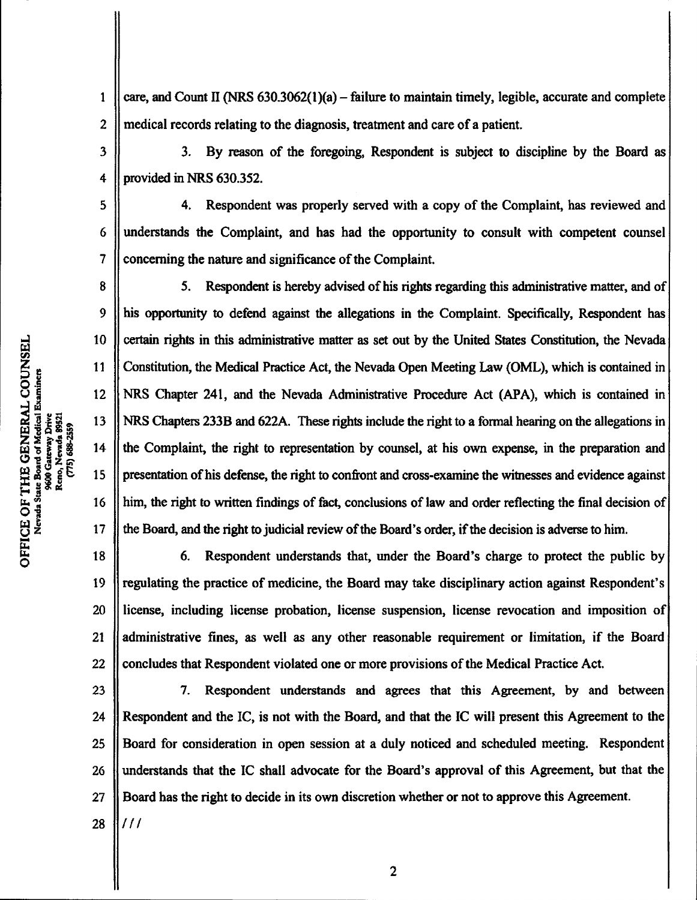care, and Count II (NRS 630.3062(1)(a) – failure to maintain timely, legible, accurate and complete medical records relating to the diagnosis, treatment and care of a patient.

3. By reason of the foregoing, Respondent is subject to discipline by the Board as provided in NRS 630.352.

4. Respondent was properly served with a copy of the Complaint, has reviewed and understands the Complaint, and has had the opportunity to consult with competent counsel concerning the nature and significance of the Complaint.

5. Respondent is hereby advised of his rights regarding this administrative matter, and of his opportunity to defend against the allegations in the Complaint. Specifically, Respondent has certain rights in this administrative matter as set out by the United States Constitution, the Nevada Constitution, the Medical Practice Act, the Nevada Open Meeting Law (OML), which is contained in NRS Chapter 241, and the Nevada Administrative Procedure Act (APA), which is contained in NRS Chapters 233B and 622A. These rights include the right to a formal hearing on the allegations in the Complaint, the right to representation by counsel, at his own expense, in the preparation and presentation of his defense, the right to confront and cross-examine the witnesses and evidence against him, the right to written findings of fact, conclusions of law and order reflecting the final decision of the Board, and the right to judicial review of the Board's order, if the decision is adverse to him.

6. Respondent understands that, under the Board's charge to protect the public by regulating the practice of medicine, the Board may take disciplinary action against Respondent's license, including license probation, license suspension, license revocation and imposition of administrative fines, as well as any other reasonable requirement or limitation, if the Board concludes that Respondent violated one or more provisions of the Medical Practice Act.

7. Respondent understands and agrees that this Agreement, by and between Respondent and the IC, is not with the Board, and that the IC will present this Agreement to the Board for consideration in open session at a duly noticed and scheduled meeting. Respondent understands that the IC shall advocate for the Board's approval of this Agreement, but that the Board has the right to decide in its own discretion whether or not to approve this Agreement.

///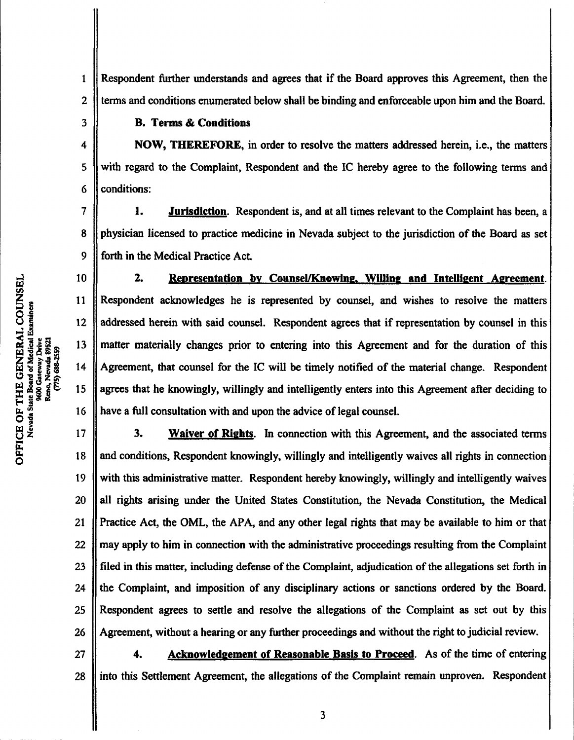Respondent further understands and agrees that if the Board approves this Agreement, then the terms and conditions enumerated below shall be binding and enforceable upon him and the Board.

**B. Terms & Conditions**

**NOW, THEREFORE**, in order to resolve the matters addressed herein, i.e., the matters with regard to the Complaint, Respondent and the IC hereby agree to the following terms and conditions:

1. **Jurisdiction**. Respondent is, and at all times relevant to the Complaint has been, a physician licensed to practice medicine in Nevada subject to the jurisdiction of the Board as set forth in the Medical Practice Act.

2. **Representation by Counsel/Knowing, Willing and Intelligent Agreement**. Respondent acknowledges he is represented by counsel, and wishes to resolve the matters addressed herein with said counsel. Respondent agrees that if representation by counsel in this matter materially changes prior to entering into this Agreement and for the duration of this Agreement, that counsel for the IC will be timely notified of the material change. Respondent agrees that he knowingly, willingly and intelligently enters into this Agreement after deciding to have a full consultation with and upon the advice of legal counsel.

3. **Waiver of Rights**. In connection with this Agreement, and the associated terms and conditions, Respondent knowingly, willingly and intelligently waives all rights in connection with this administrative matter. Respondent hereby knowingly, willingly and intelligently waives all rights arising under the United States Constitution, the Nevada Constitution, the Medical Practice Act, the OML, the APA, and any other legal rights that may be available to him or that may apply to him in connection with the administrative proceedings resulting from the Complaint filed in this matter, including defense of the Complaint, adjudication of the allegations set forth in the Complaint, and imposition of any disciplinary actions or sanctions ordered by the Board. Respondent agrees to settle and resolve the allegations of the Complaint as set out by this Agreement, without a hearing or any further proceedings and without the right to judicial review.

4. **Acknowledgement of Reasonable Basis to Proceed**. As of the time of entering into this Settlement Agreement, the allegations of the Complaint remain unproven. Respondent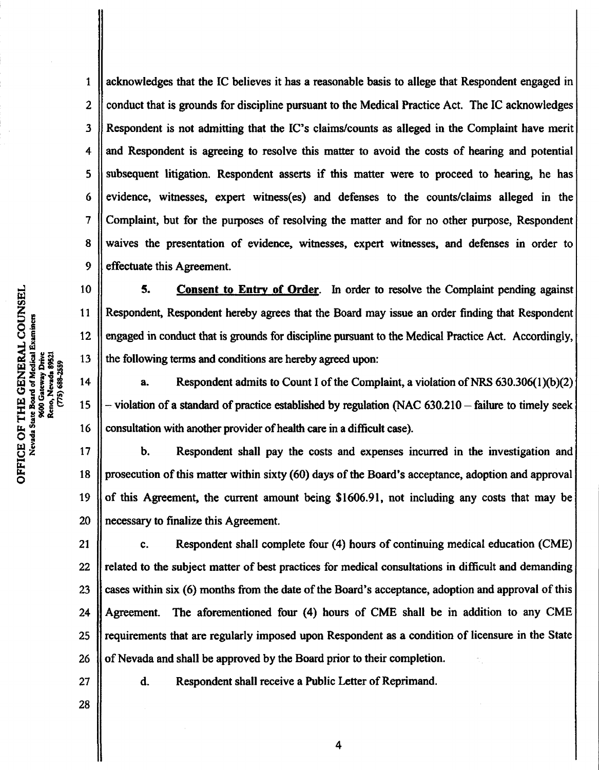acknowledges that the IC believes it has a reasonable basis to allege that Respondent engaged in conduct that is grounds for discipline pursuant to the Medical Practice Act. The IC acknowledges Respondent is not admitting that the IC's claims/counts as alleged in the Complaint have merit and Respondent is agreeing to resolve this matter to avoid the costs of hearing and potential subsequent litigation. Respondent asserts if this matter were to proceed to hearing, he has evidence, witnesses, expert witness(es) and defenses to the counts/claims alleged in the Complaint, but for the purposes of resolving the matter and for no other purpose, Respondent waives the presentation of evidence, witnesses, expert witnesses, and defenses in order to effectuate this Agreement.

**5. Consent to Entry of Order**. In order to resolve the Complaint pending against Respondent, Respondent hereby agrees that the Board may issue an order finding that Respondent engaged in conduct that is grounds for discipline pursuant to the Medical Practice Act. Accordingly, the following terms and conditions are hereby agreed upon:

a. Respondent admits to Count I of the Complaint, a violation of NRS 630.306(1)(b)(2) – violation of a standard of practice established by regulation (NAC 630.210 – failure to timely seek consultation with another provider of health care in a difficult case).

b. Respondent shall pay the costs and expenses incurred in the investigation and prosecution of this matter within sixty (60) days of the Board's acceptance, adoption and approval of this Agreement, the current amount being $1606.91, not including any costs that may be necessary to finalize this Agreement.

c. Respondent shall complete four (4) hours of continuing medical education (CME) related to the subject matter of best practices for medical consultations in difficult and demanding cases within six (6) months from the date of the Board's acceptance, adoption and approval of this Agreement. The aforementioned four (4) hours of CME shall be in addition to any CME requirements that are regularly imposed upon Respondent as a condition of licensure in the State of Nevada and shall be approved by the Board prior to their completion.

d. Respondent shall receive a Public Letter of Reprimand.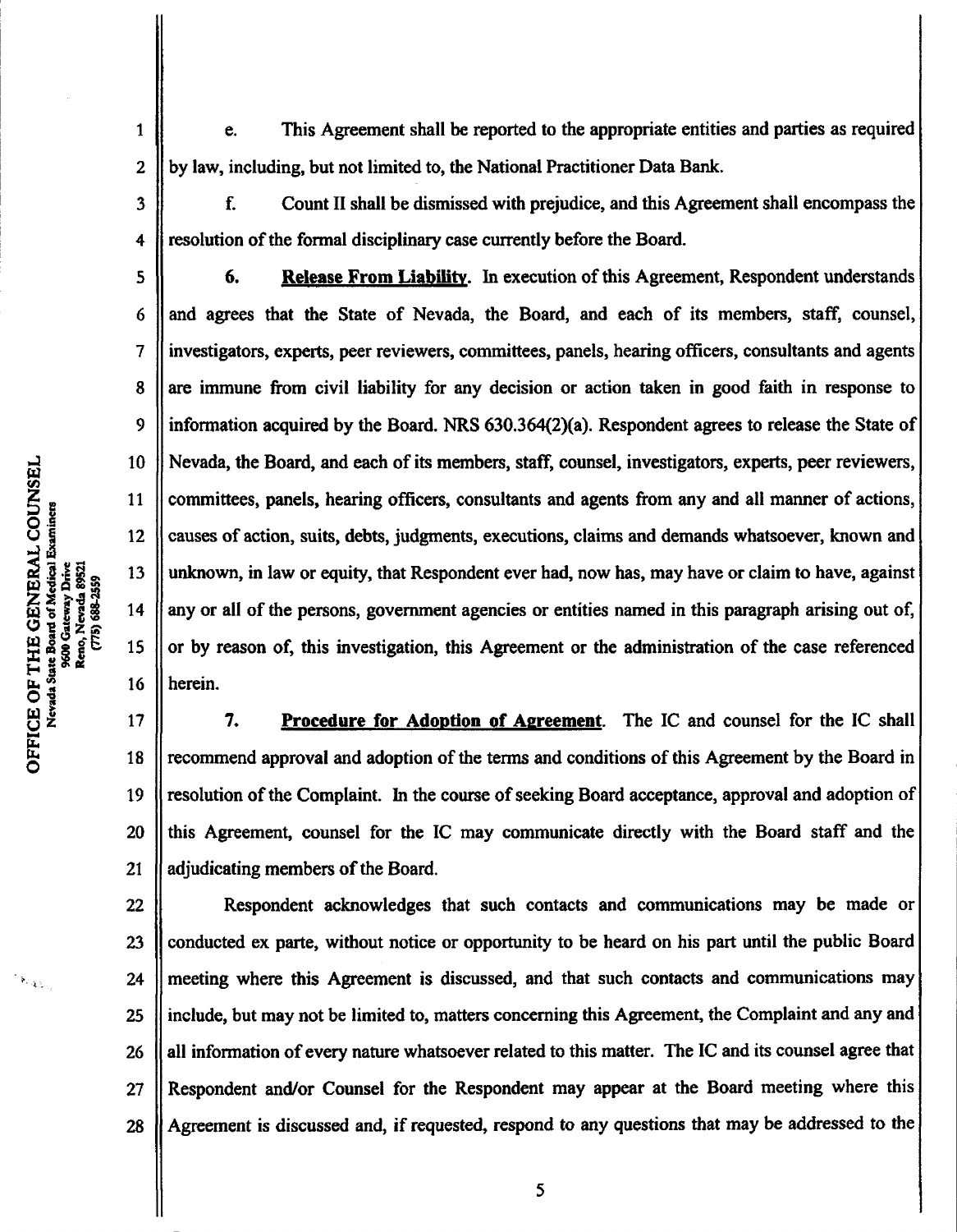e. This Agreement shall be reported to the appropriate entities and parties as required by law, including, but not limited to, the National Practitioner Data Bank.

f. Count II shall be dismissed with prejudice, and this Agreement shall encompass the resolution of the formal disciplinary case currently before the Board.

6. **Release From Liability**. In execution of this Agreement, Respondent understands and agrees that the State of Nevada, the Board, and each of its members, staff, counsel, investigators, experts, peer reviewers, committees, panels, hearing officers, consultants and agents are immune from civil liability for any decision or action taken in good faith in response to information acquired by the Board. NRS 630.364(2)(a). Respondent agrees to release the State of Nevada, the Board, and each of its members, staff, counsel, investigators, experts, peer reviewers, committees, panels, hearing officers, consultants and agents from any and all manner of actions, causes of action, suits, debts, judgments, executions, claims and demands whatsoever, known and unknown, in law or equity, that Respondent ever had, now has, may have or claim to have, against any or all of the persons, government agencies or entities named in this paragraph arising out of, or by reason of, this investigation, this Agreement or the administration of the case referenced herein.

7. **Procedure for Adoption of Agreement**. The IC and counsel for the IC shall recommend approval and adoption of the terms and conditions of this Agreement by the Board in resolution of the Complaint. In the course of seeking Board acceptance, approval and adoption of this Agreement, counsel for the IC may communicate directly with the Board staff and the adjudicating members of the Board.

Respondent acknowledges that such contacts and communications may be made or conducted ex parte, without notice or opportunity to be heard on his part until the public Board meeting where this Agreement is discussed, and that such contacts and communications may include, but may not be limited to, matters concerning this Agreement, the Complaint and any and all information of every nature whatsoever related to this matter. The IC and its counsel agree that Respondent and/or Counsel for the Respondent may appear at the Board meeting where this Agreement is discussed and, if requested, respond to any questions that may be addressed to the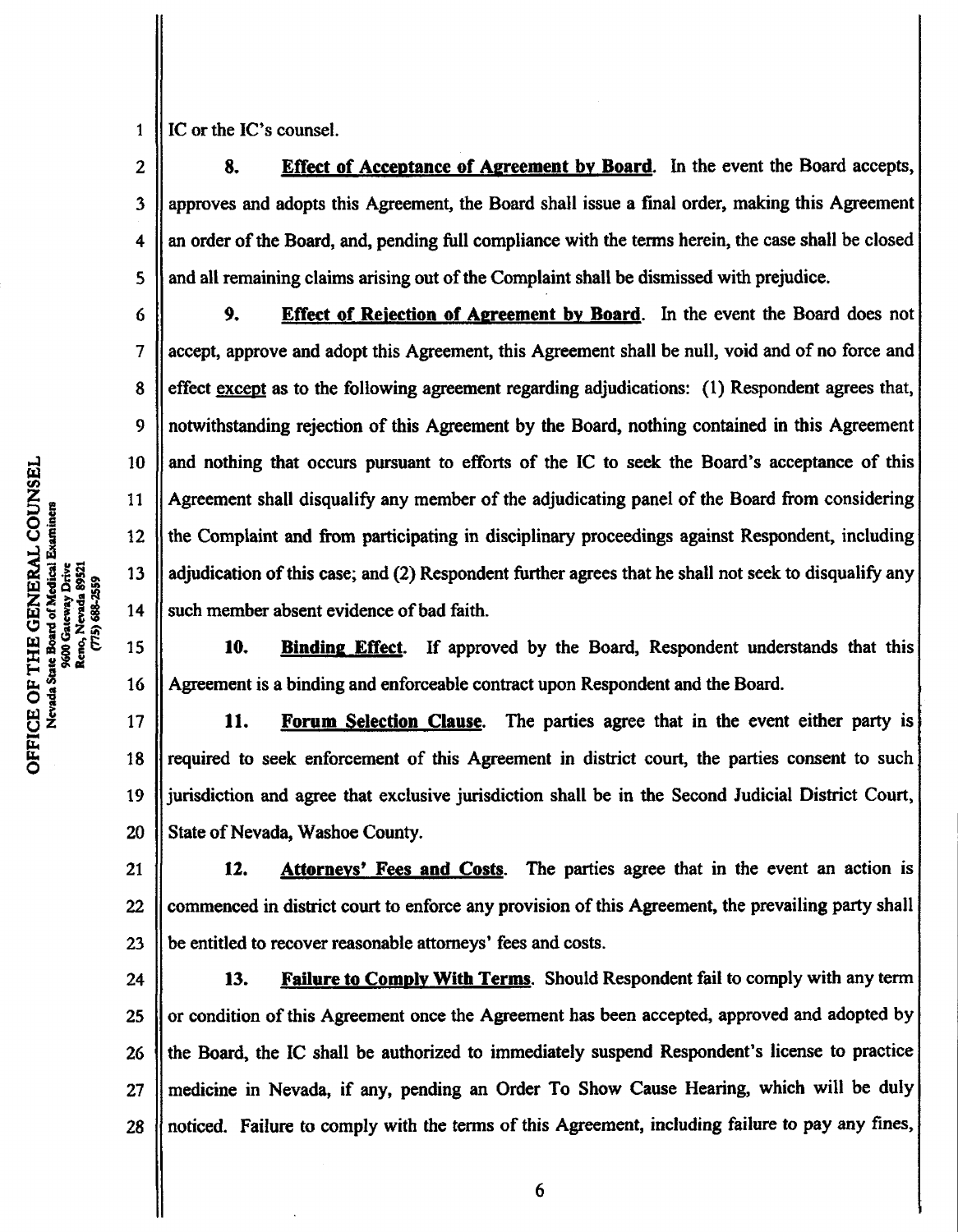IC or the IC's counsel.

**8. Effect of Acceptance of Agreement by Board.** In the event the Board accepts, approves and adopts this Agreement, the Board shall issue a final order, making this Agreement an order of the Board, and, pending full compliance with the terms herein, the case shall be closed and all remaining claims arising out of the Complaint shall be dismissed with prejudice.

**9. Effect of Rejection of Agreement by Board.** In the event the Board does not accept, approve and adopt this Agreement, this Agreement shall be null, void and of no force and effect except as to the following agreement regarding adjudications: (1) Respondent agrees that, notwithstanding rejection of this Agreement by the Board, nothing contained in this Agreement and nothing that occurs pursuant to efforts of the IC to seek the Board's acceptance of this Agreement shall disqualify any member of the adjudicating panel of the Board from considering the Complaint and from participating in disciplinary proceedings against Respondent, including adjudication of this case; and (2) Respondent further agrees that he shall not seek to disqualify any such member absent evidence of bad faith.

**10. Binding Effect.** If approved by the Board, Respondent understands that this Agreement is a binding and enforceable contract upon Respondent and the Board.

**11. Forum Selection Clause.** The parties agree that in the event either party is required to seek enforcement of this Agreement in district court, the parties consent to such jurisdiction and agree that exclusive jurisdiction shall be in the Second Judicial District Court, State of Nevada, Washoe County.

**12. Attorneys' Fees and Costs.** The parties agree that in the event an action is commenced in district court to enforce any provision of this Agreement, the prevailing party shall be entitled to recover reasonable attorneys' fees and costs.

**13. Failure to Comply With Terms.** Should Respondent fail to comply with any term or condition of this Agreement once the Agreement has been accepted, approved and adopted by the Board, the IC shall be authorized to immediately suspend Respondent's license to practice medicine in Nevada, if any, pending an Order To Show Cause Hearing, which will be duly noticed. Failure to comply with the terms of this Agreement, including failure to pay any fines,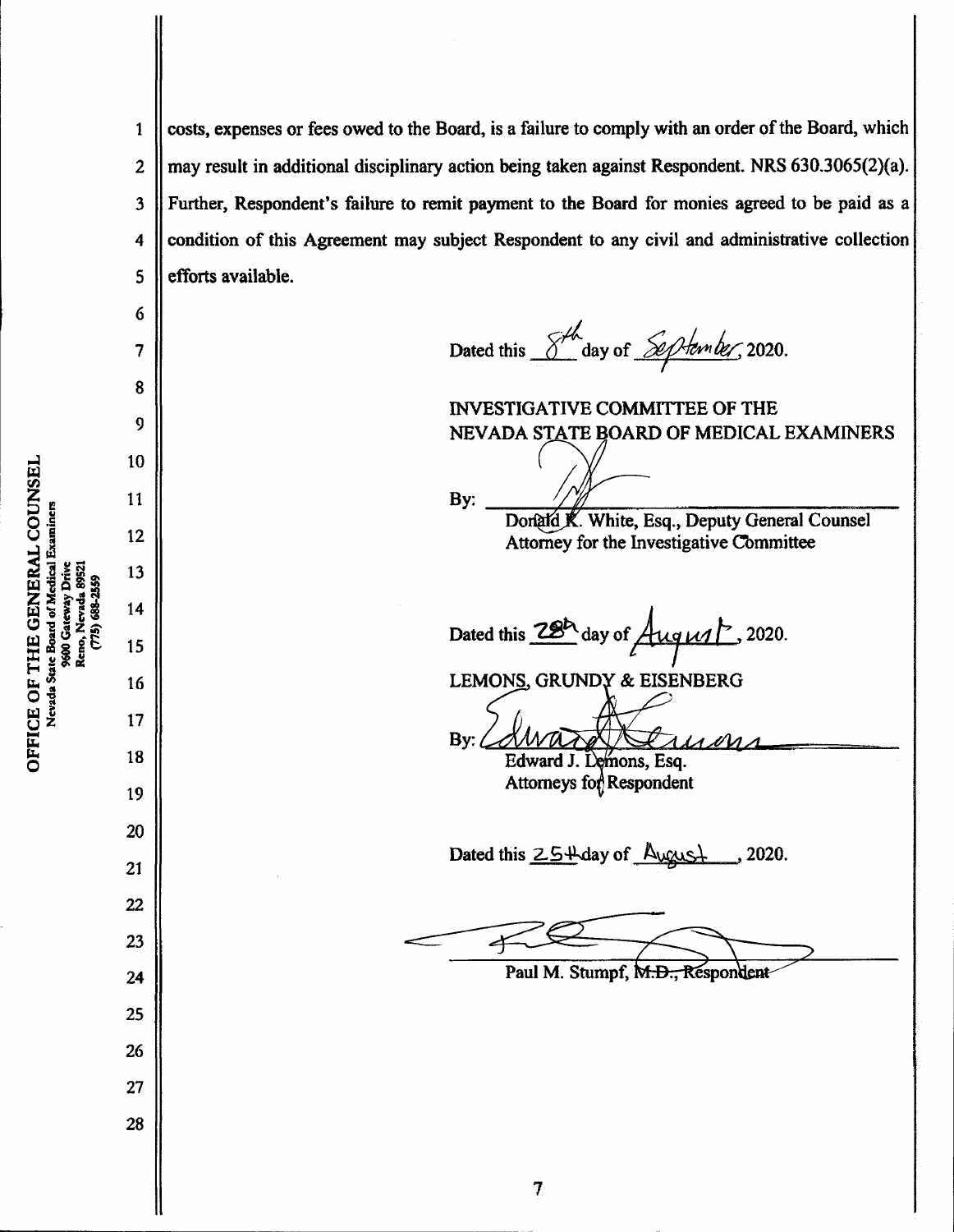costs, expenses or fees owed to the Board, is a failure to comply with an order of the Board, which may result in additional disciplinary action being taken against Respondent. NRS 630.3065(2)(a). Further, Respondent's failure to remit payment to the Board for monies agreed to be paid as a condition of this Agreement may subject Respondent to any civil and administrative collection efforts available.

Dated this 8th day of September, 2020.

INVESTIGATIVE COMMITTEE OF THE
NEVADA STATE BOARD OF MEDICAL EXAMINERS

By: ______________________________
Donald K. White, Esq., Deputy General Counsel
Attorney for the Investigative Committee

Dated this 28th day of August, 2020.

LEMONS, GRUNDY & EISENBERG

By: ______________________________
Edward J. Lemons, Esq.
Attorneys for Respondent

Dated this 25th day of August, 2020.

______________________________
Paul M. Stumpf, M.D., Respondent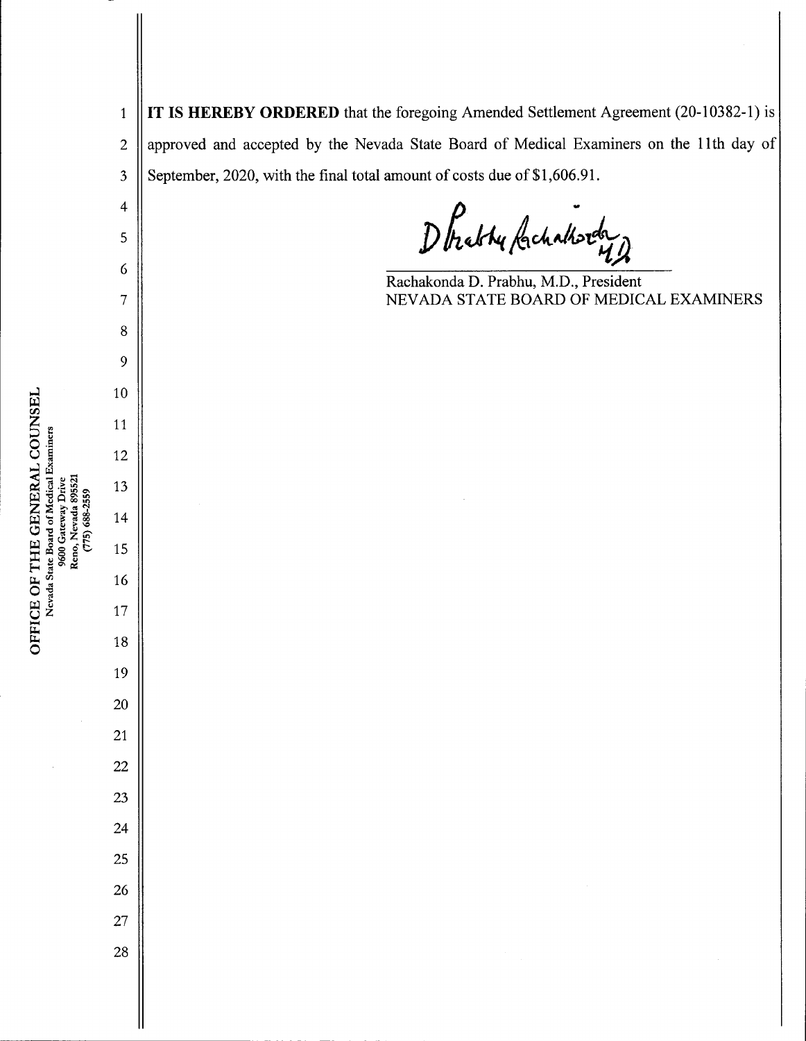**IT IS HEREBY ORDERED** that the foregoing Amended Settlement Agreement (20-10382-1) is approved and accepted by the Nevada State Board of Medical Examiners on the 11th day of September, 2020, with the final total amount of costs due of $1,606.91.

Rachakonda D. Prabhu, M.D., President
NEVADA STATE BOARD OF MEDICAL EXAMINERS

OFFICE OF THE GENERAL COUNSEL
Nevada State Board of Medical Examiners
9600 Gateway Drive
Reno, Nevada 895521
(775) 688-2559